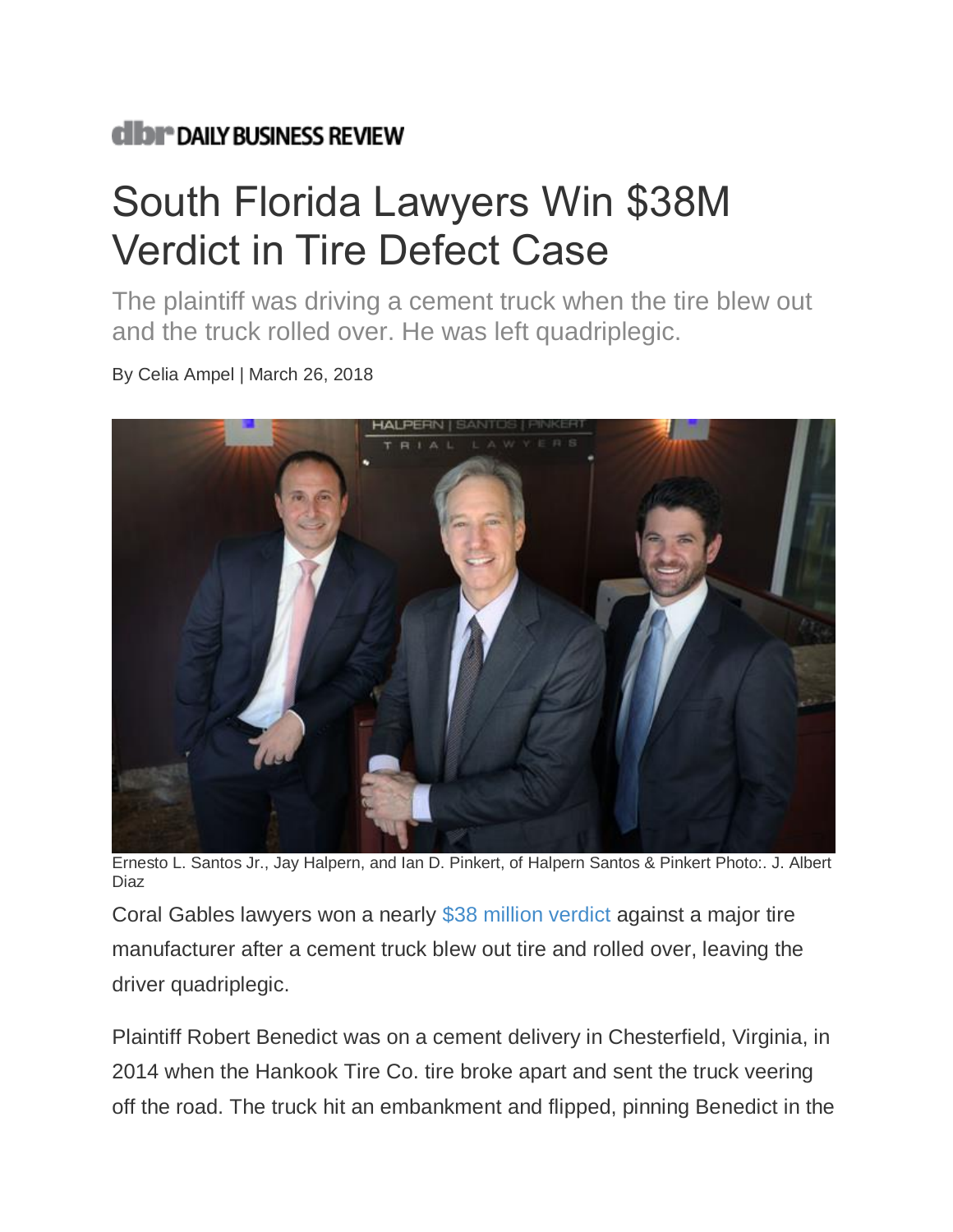DAILY BUSINESS REVIEW

# South Florida Lawyers Win $38M Verdict in Tire Defect Case

The plaintiff was driving a cement truck when the tire blew out and the truck rolled over. He was left quadriplegic.

By Celia Ampel | March 26, 2018

Ernesto L. Santos Jr., Jay Halpern, and Ian D. Pinkert, of Halpern Santos & Pinkert Photo:. J. Albert Diaz

Coral Gables lawyers won a nearly $38 million verdict against a major tire manufacturer after a cement truck blew out tire and rolled over, leaving the driver quadriplegic.

Plaintiff Robert Benedict was on a cement delivery in Chesterfield, Virginia, in 2014 when the Hankook Tire Co. tire broke apart and sent the truck veering off the road. The truck hit an embankment and flipped, pinning Benedict in the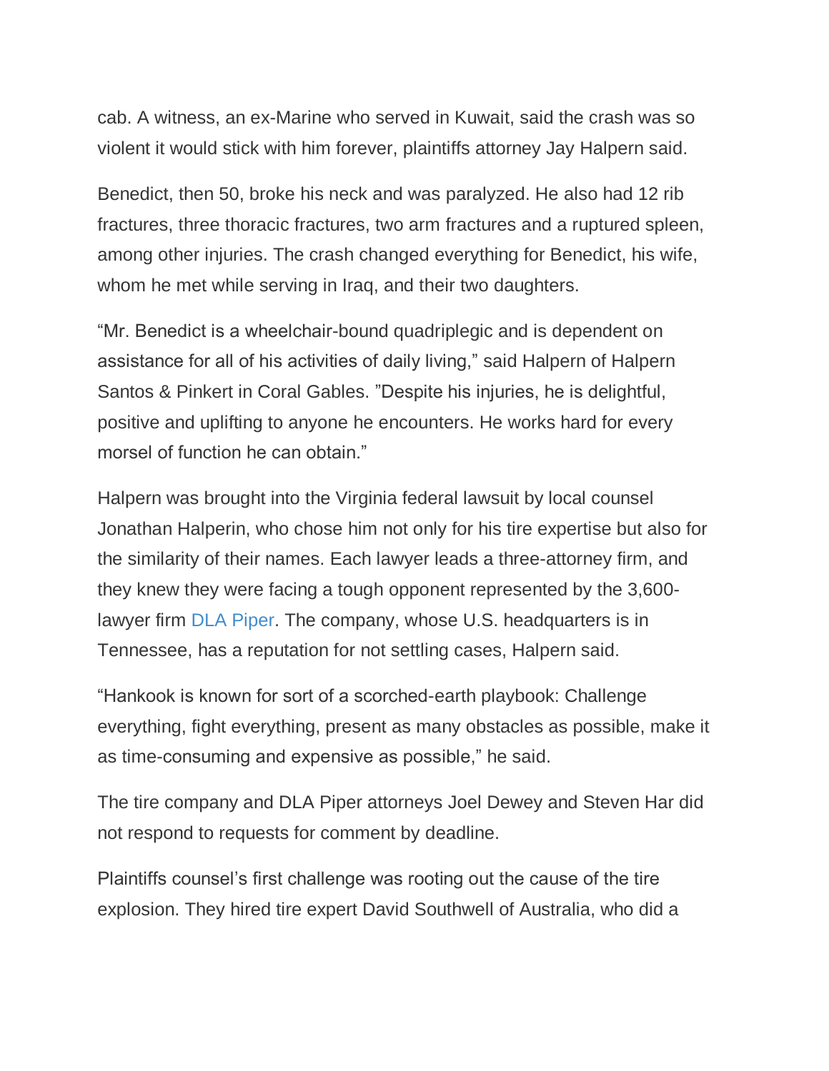cab. A witness, an ex-Marine who served in Kuwait, said the crash was so violent it would stick with him forever, plaintiffs attorney Jay Halpern said.

Benedict, then 50, broke his neck and was paralyzed. He also had 12 rib fractures, three thoracic fractures, two arm fractures and a ruptured spleen, among other injuries. The crash changed everything for Benedict, his wife, whom he met while serving in Iraq, and their two daughters.

“Mr. Benedict is a wheelchair-bound quadriplegic and is dependent on assistance for all of his activities of daily living,” said Halpern of Halpern Santos & Pinkert in Coral Gables. ”Despite his injuries, he is delightful, positive and uplifting to anyone he encounters. He works hard for every morsel of function he can obtain.”

Halpern was brought into the Virginia federal lawsuit by local counsel Jonathan Halperin, who chose him not only for his tire expertise but also for the similarity of their names. Each lawyer leads a three-attorney firm, and they knew they were facing a tough opponent represented by the 3,600-lawyer firm DLA Piper. The company, whose U.S. headquarters is in Tennessee, has a reputation for not settling cases, Halpern said.

“Hankook is known for sort of a scorched-earth playbook: Challenge everything, fight everything, present as many obstacles as possible, make it as time-consuming and expensive as possible,” he said.

The tire company and DLA Piper attorneys Joel Dewey and Steven Har did not respond to requests for comment by deadline.

Plaintiffs counsel’s first challenge was rooting out the cause of the tire explosion. They hired tire expert David Southwell of Australia, who did a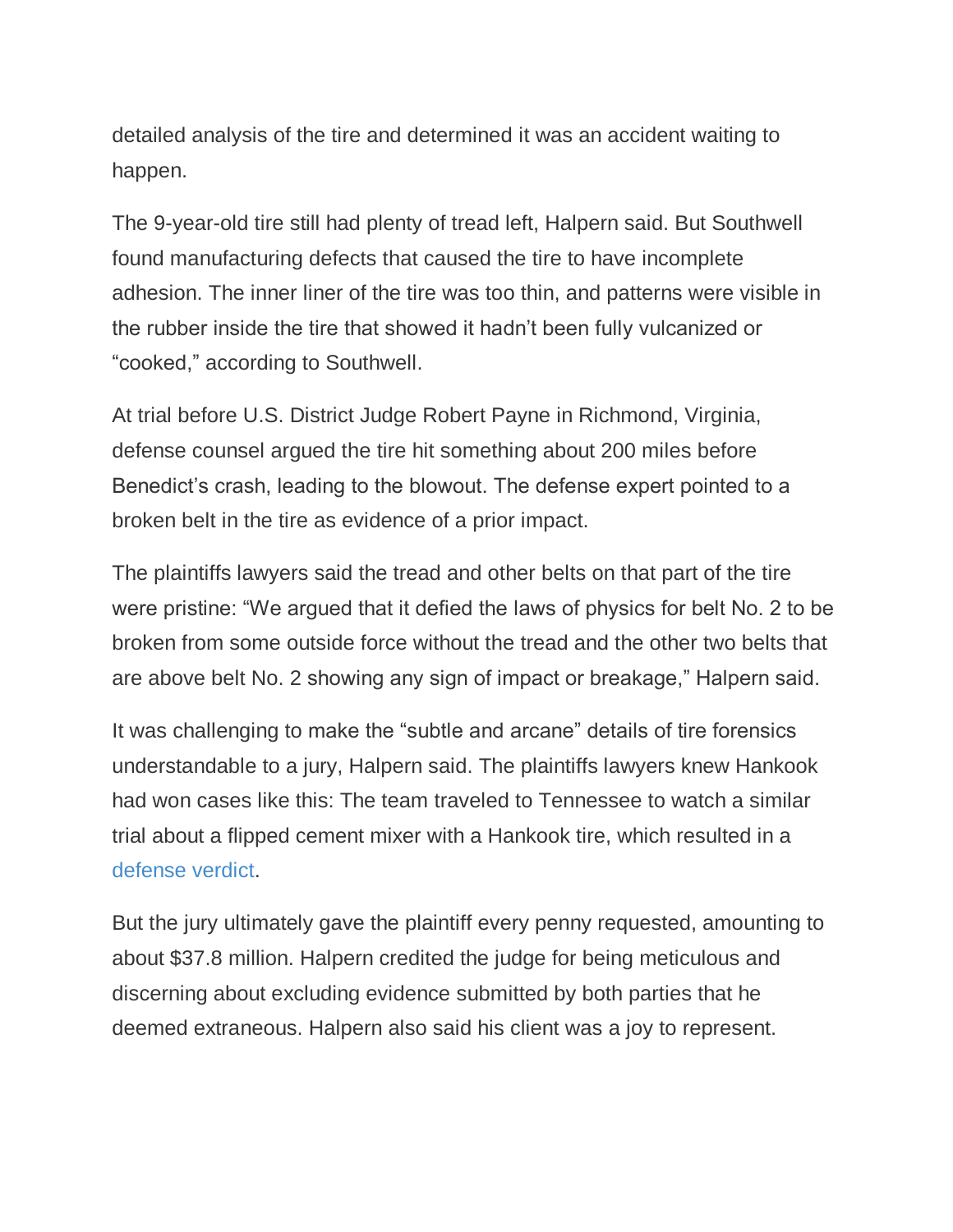detailed analysis of the tire and determined it was an accident waiting to happen.

The 9-year-old tire still had plenty of tread left, Halpern said. But Southwell found manufacturing defects that caused the tire to have incomplete adhesion. The inner liner of the tire was too thin, and patterns were visible in the rubber inside the tire that showed it hadn't been fully vulcanized or "cooked," according to Southwell.

At trial before U.S. District Judge Robert Payne in Richmond, Virginia, defense counsel argued the tire hit something about 200 miles before Benedict's crash, leading to the blowout. The defense expert pointed to a broken belt in the tire as evidence of a prior impact.

The plaintiffs lawyers said the tread and other belts on that part of the tire were pristine: "We argued that it defied the laws of physics for belt No. 2 to be broken from some outside force without the tread and the other two belts that are above belt No. 2 showing any sign of impact or breakage," Halpern said.

It was challenging to make the "subtle and arcane" details of tire forensics understandable to a jury, Halpern said. The plaintiffs lawyers knew Hankook had won cases like this: The team traveled to Tennessee to watch a similar trial about a flipped cement mixer with a Hankook tire, which resulted in a defense verdict.

But the jury ultimately gave the plaintiff every penny requested, amounting to about $37.8 million. Halpern credited the judge for being meticulous and discerning about excluding evidence submitted by both parties that he deemed extraneous. Halpern also said his client was a joy to represent.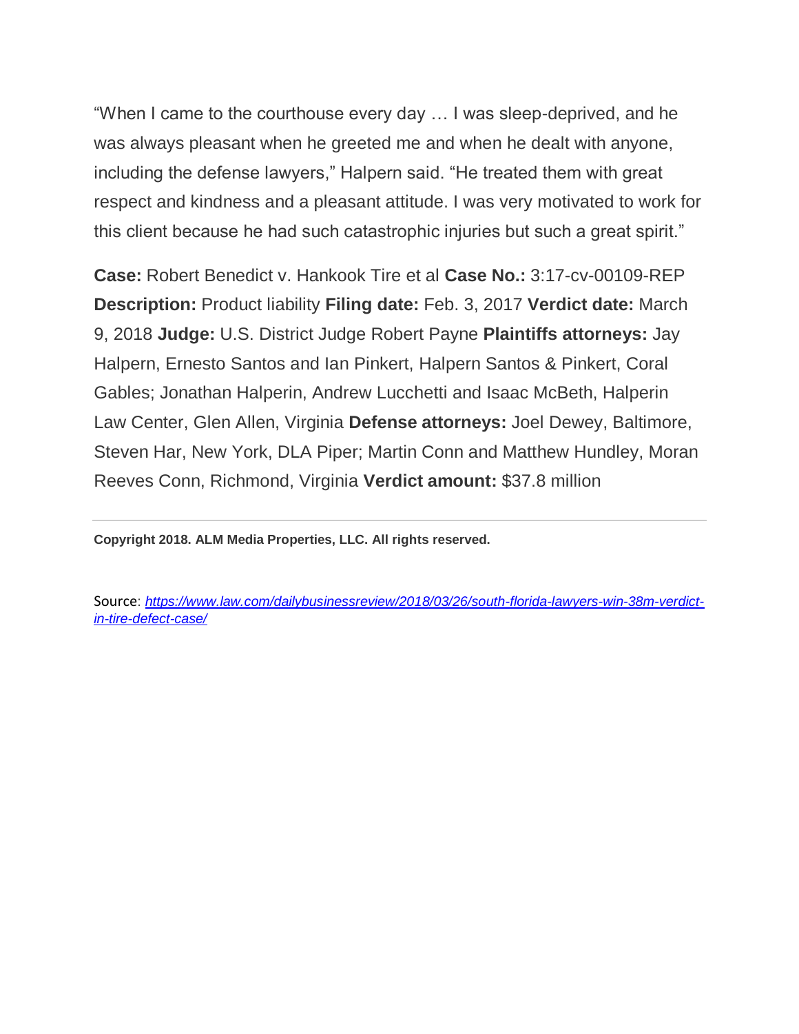"When I came to the courthouse every day … I was sleep-deprived, and he was always pleasant when he greeted me and when he dealt with anyone, including the defense lawyers," Halpern said. "He treated them with great respect and kindness and a pleasant attitude. I was very motivated to work for this client because he had such catastrophic injuries but such a great spirit."

**Case:** Robert Benedict v. Hankook Tire et al **Case No.:** 3:17-cv-00109-REP **Description:** Product liability **Filing date:** Feb. 3, 2017 **Verdict date:** March 9, 2018 **Judge:** U.S. District Judge Robert Payne **Plaintiffs attorneys:** Jay Halpern, Ernesto Santos and Ian Pinkert, Halpern Santos & Pinkert, Coral Gables; Jonathan Halperin, Andrew Lucchetti and Isaac McBeth, Halperin Law Center, Glen Allen, Virginia **Defense attorneys:** Joel Dewey, Baltimore, Steven Har, New York, DLA Piper; Martin Conn and Matthew Hundley, Moran Reeves Conn, Richmond, Virginia **Verdict amount:** $37.8 million

---

**Copyright 2018. ALM Media Properties, LLC. All rights reserved.**

Source: *https://www.law.com/dailybusinessreview/2018/03/26/south-florida-lawyers-win-38m-verdict-in-tire-defect-case/*